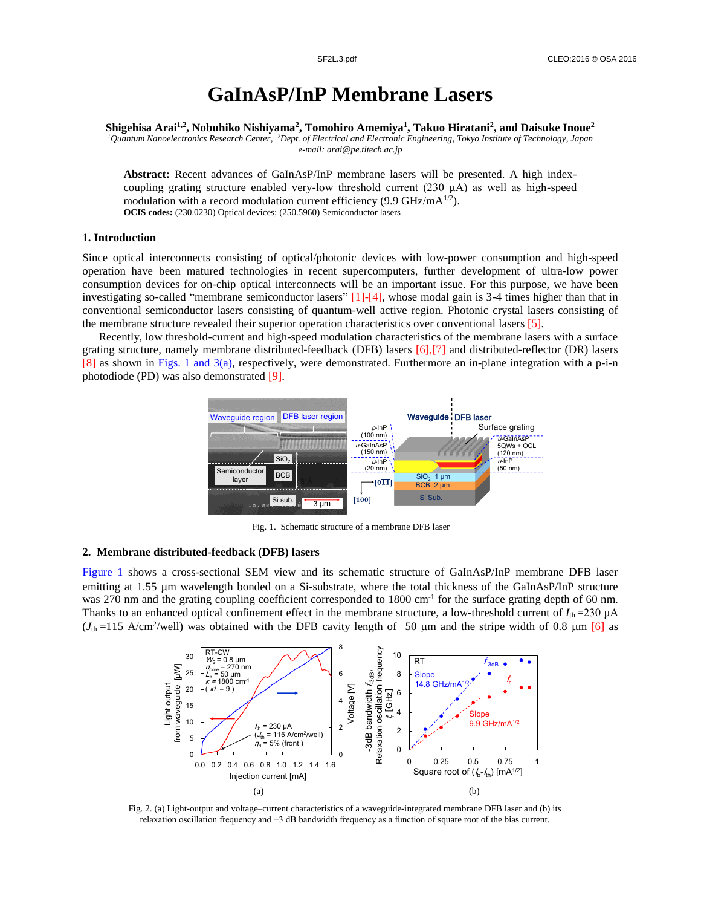# GaInAsP/InP Membrane Lasers

**Shigehisa Arai[1,2], Nobuhiko Nishiyama[2], Tomohiro Amemiya[1], Takuo Hiratani[2], and Daisuke Inoue[2]**

*[1]Quantum Nanoelectronics Research Center, [2]Dept. of Electrical and Electronic Engineering, Tokyo Institute of Technology, Japan*
*e-mail: arai@pe.titech.ac.jp*

**Abstract:** Recent advances of GaInAsP/InP membrane lasers will be presented. A high index-coupling grating structure enabled very-low threshold current (230 μA) as well as high-speed modulation with a record modulation current efficiency (9.9 GHz/mA$^{1/2}$).

**OCIS codes:** (230.0230) Optical devices; (250.5960) Semiconductor lasers

## 1. Introduction

Since optical interconnects consisting of optical/photonic devices with low-power consumption and high-speed operation have been matured technologies in recent supercomputers, further development of ultra-low power consumption devices for on-chip optical interconnects will be an important issue. For this purpose, we have been investigating so-called "membrane semiconductor lasers" [1]-[4], whose modal gain is 3-4 times higher than that in conventional semiconductor lasers consisting of quantum-well active region. Photonic crystal lasers consisting of the membrane structure revealed their superior operation characteristics over conventional lasers [5].

Recently, low threshold-current and high-speed modulation characteristics of the membrane lasers with a surface grating structure, namely membrane distributed-feedback (DFB) lasers [6],[7] and distributed-reflector (DR) lasers [8] as shown in Figs. 1 and 3(a), respectively, were demonstrated. Furthermore an in-plane integration with a p-i-n photodiode (PD) was also demonstrated [9].

Fig. 1. Schematic structure of a membrane DFB laser

## 2. Membrane distributed-feedback (DFB) lasers

Figure 1 shows a cross-sectional SEM view and its schematic structure of GaInAsP/InP membrane DFB laser emitting at 1.55 μm wavelength bonded on a Si-substrate, where the total thickness of the GaInAsP/InP structure was 270 nm and the grating coupling coefficient corresponded to 1800 cm$^{-1}$ for the surface grating depth of 60 nm. Thanks to an enhanced optical confinement effect in the membrane structure, a low-threshold current of $I_{th}$ =230 μA ($J_{th}$ =115 A/cm$^2$/well) was obtained with the DFB cavity length of 50 μm and the stripe width of 0.8 μm [6] as

Fig. 2. (a) Light-output and voltage–current characteristics of a waveguide-integrated membrane DFB laser and (b) its relaxation oscillation frequency and −3 dB bandwidth frequency as a function of square root of the bias current.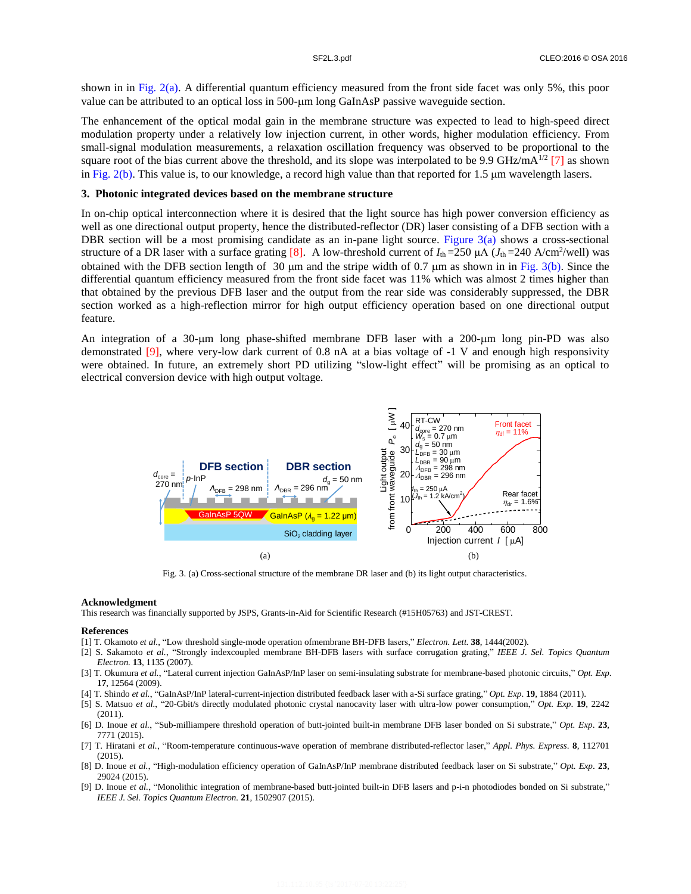shown in in Fig. 2(a). A differential quantum efficiency measured from the front side facet was only 5%, this poor value can be attributed to an optical loss in 500-μm long GaInAsP passive waveguide section.

The enhancement of the optical modal gain in the membrane structure was expected to lead to high-speed direct modulation property under a relatively low injection current, in other words, higher modulation efficiency. From small-signal modulation measurements, a relaxation oscillation frequency was observed to be proportional to the square root of the bias current above the threshold, and its slope was interpolated to be 9.9 GHz/mA$^{1/2}$ [7] as shown in Fig. 2(b). This value is, to our knowledge, a record high value than that reported for 1.5 μm wavelength lasers.

## 3. Photonic integrated devices based on the membrane structure

In on-chip optical interconnection where it is desired that the light source has high power conversion efficiency as well as one directional output property, hence the distributed-reflector (DR) laser consisting of a DFB section with a DBR section will be a most promising candidate as an in-pane light source. Figure 3(a) shows a cross-sectional structure of a DR laser with a surface grating [8]. A low-threshold current of $I_{th}$ =250 μA ($J_{th}$ =240 A/cm$^2$/well) was obtained with the DFB section length of 30 μm and the stripe width of 0.7 μm as shown in in Fig. 3(b). Since the differential quantum efficiency measured from the front side facet was 11% which was almost 2 times higher than that obtained by the previous DFB laser and the output from the rear side was considerably suppressed, the DBR section worked as a high-reflection mirror for high output efficiency operation based on one directional output feature.

An integration of a 30-μm long phase-shifted membrane DFB laser with a 200-μm long pin-PD was also demonstrated [9], where very-low dark current of 0.8 nA at a bias voltage of -1 V and enough high responsivity were obtained. In future, an extremely short PD utilizing "slow-light effect" will be promising as an optical to electrical conversion device with high output voltage.

$d_{core}$ = 270 nm
p-InP
DFB section
DBR section
$\Lambda_{DFB}$ = 298 nm
$\Lambda_{DBR}$ = 296 nm
$d_g$ = 50 nm
GaInAsP 5QW
GaInAsP ($\lambda_g$ = 1.22 μm)
$SiO_2$ cladding layer

(a)

RT-CW
$d_{core}$ = 270 nm
$W_s$ = 0.7 μm
$d_g$ = 50 nm
$L_{DFB}$ = 30 μm
$L_{DBR}$ = 90 μm
$\Lambda_{DFB}$ = 298 nm
$\Lambda_{DBR}$ = 296 nm
$I_{th}$ = 250 μA
($J_{th}$ = 1.2 kA/cm$^2$)
Front facet
$\eta_{df}$ = 11%
Rear facet
$\eta_{dr}$ = 1.6%
Light output from front waveguide $P_o$ [ μW ]
0
10
20
30
40
200
400
600
800
Injection current $I$ [ μA]

(b)

Fig. 3. (a) Cross-sectional structure of the membrane DR laser and (b) its light output characteristics.

**Acknowledgment**

This research was financially supported by JSPS, Grants-in-Aid for Scientific Research (#15H05763) and JST-CREST.

**References**

[1] T. Okamoto *et al.*, "Low threshold single-mode operation ofmembrane BH-DFB lasers," *Electron. Lett.* **38**, 1444(2002).
[2] S. Sakamoto *et al.*, "Strongly indexcoupled membrane BH-DFB lasers with surface corrugation grating," *IEEE J. Sel. Topics Quantum Electron.* **13**, 1135 (2007).
[3] T. Okumura *et al.*, "Lateral current injection GaInAsP/InP laser on semi-insulating substrate for membrane-based photonic circuits," *Opt. Exp.* **17**, 12564 (2009).
[4] T. Shindo *et al.*, "GaInAsP/InP lateral-current-injection distributed feedback laser with a-Si surface grating," *Opt. Exp*. **19**, 1884 (2011).
[5] S. Matsuo *et al.*, "20-Gbit/s directly modulated photonic crystal nanocavity laser with ultra-low power consumption," *Opt. Exp*. **19**, 2242 (2011).
[6] D. Inoue *et al.*, "Sub-milliampere threshold operation of butt-jointed built-in membrane DFB laser bonded on Si substrate," *Opt. Exp*. **23**, 7771 (2015).
[7] T. Hiratani *et al.*, "Room-temperature continuous-wave operation of membrane distributed-reflector laser," *Appl. Phys. Express*. **8**, 112701 (2015).
[8] D. Inoue *et al.*, "High-modulation efficiency operation of GaInAsP/InP membrane distributed feedback laser on Si substrate," *Opt. Exp*. **23**, 29024 (2015).
[9] D. Inoue *et al.*, "Monolithic integration of membrane-based butt-jointed built-in DFB lasers and p-i-n photodiodes bonded on Si substrate," *IEEE J. Sel. Topics Quantum Electron.* **21**, 1502907 (2015).